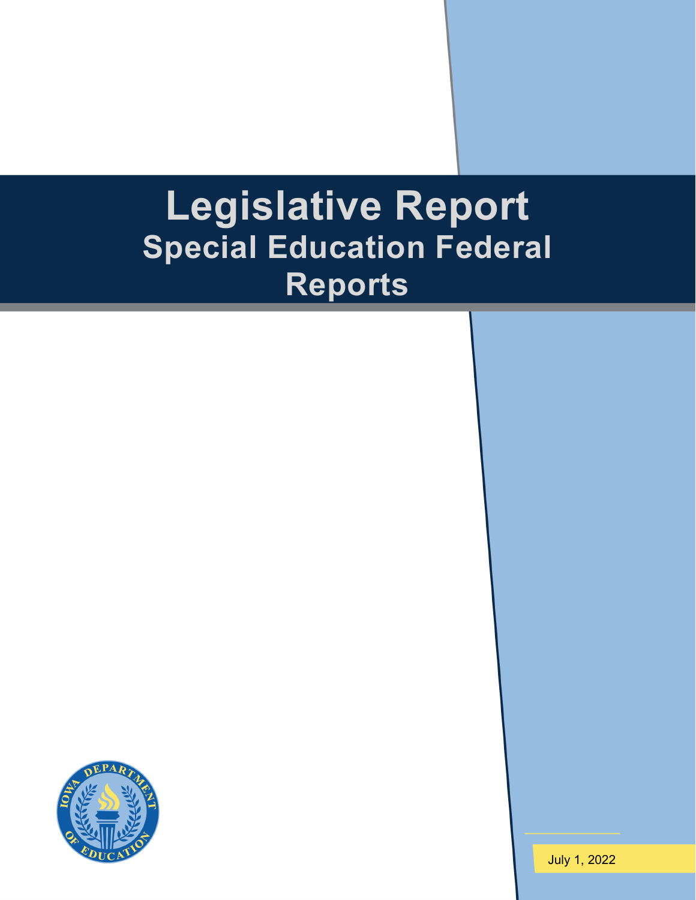# Legislative Report

## Special Education Federal Reports

July 1, 2022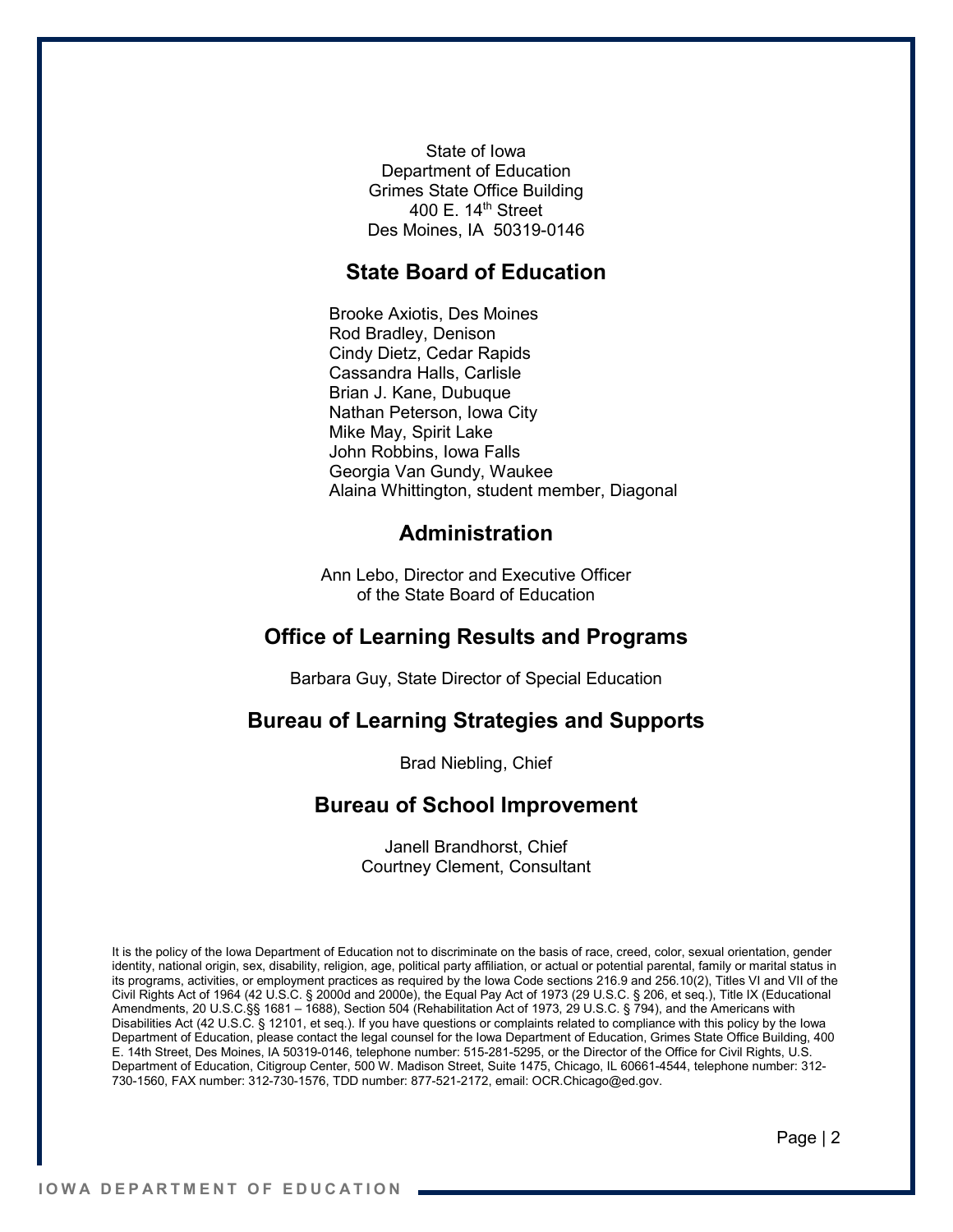State of Iowa
Department of Education
Grimes State Office Building
400 E. 14th Street
Des Moines, IA 50319-0146

## State Board of Education

Brooke Axiotis, Des Moines
Rod Bradley, Denison
Cindy Dietz, Cedar Rapids
Cassandra Halls, Carlisle
Brian J. Kane, Dubuque
Nathan Peterson, Iowa City
Mike May, Spirit Lake
John Robbins, Iowa Falls
Georgia Van Gundy, Waukee
Alaina Whittington, student member, Diagonal

## Administration

Ann Lebo, Director and Executive Officer
of the State Board of Education

## Office of Learning Results and Programs

Barbara Guy, State Director of Special Education

## Bureau of Learning Strategies and Supports

Brad Niebling, Chief

## Bureau of School Improvement

Janell Brandhorst, Chief
Courtney Clement, Consultant

It is the policy of the Iowa Department of Education not to discriminate on the basis of race, creed, color, sexual orientation, gender identity, national origin, sex, disability, religion, age, political party affiliation, or actual or potential parental, family or marital status in its programs, activities, or employment practices as required by the Iowa Code sections 216.9 and 256.10(2), Titles VI and VII of the Civil Rights Act of 1964 (42 U.S.C. § 2000d and 2000e), the Equal Pay Act of 1973 (29 U.S.C. § 206, et seq.), Title IX (Educational Amendments, 20 U.S.C.§§ 1681 – 1688), Section 504 (Rehabilitation Act of 1973, 29 U.S.C. § 794), and the Americans with Disabilities Act (42 U.S.C. § 12101, et seq.). If you have questions or complaints related to compliance with this policy by the Iowa Department of Education, please contact the legal counsel for the Iowa Department of Education, Grimes State Office Building, 400 E. 14th Street, Des Moines, IA 50319-0146, telephone number: 515-281-5295, or the Director of the Office for Civil Rights, U.S. Department of Education, Citigroup Center, 500 W. Madison Street, Suite 1475, Chicago, IL 60661-4544, telephone number: 312-730-1560, FAX number: 312-730-1576, TDD number: 877-521-2172, email: OCR.Chicago@ed.gov.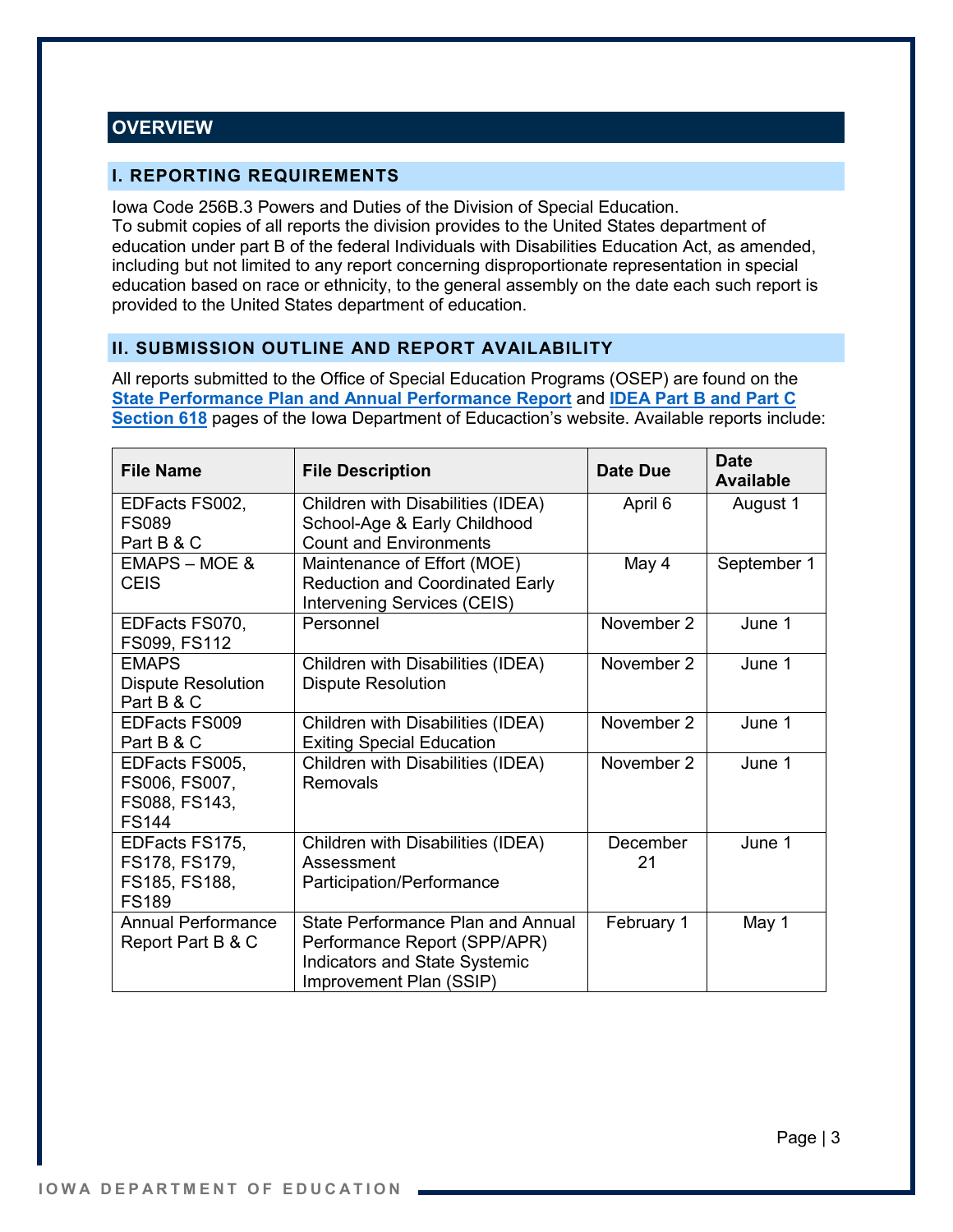## OVERVIEW

### I. REPORTING REQUIREMENTS

Iowa Code 256B.3 Powers and Duties of the Division of Special Education.
To submit copies of all reports the division provides to the United States department of education under part B of the federal Individuals with Disabilities Education Act, as amended, including but not limited to any report concerning disproportionate representation in special education based on race or ethnicity, to the general assembly on the date each such report is provided to the United States department of education.

### II. SUBMISSION OUTLINE AND REPORT AVAILABILITY

All reports submitted to the Office of Special Education Programs (OSEP) are found on the **State Performance Plan and Annual Performance Report** and **IDEA Part B and Part C Section 618** pages of the Iowa Department of Educaction's website. Available reports include:

| File Name | File Description | Date Due | Date Available |
|---|---|---|---|
| EDFacts FS002, FS089 Part B & C | Children with Disabilities (IDEA) School-Age & Early Childhood Count and Environments | April 6 | August 1 |
| EMAPS – MOE & CEIS | Maintenance of Effort (MOE) Reduction and Coordinated Early Intervening Services (CEIS) | May 4 | September 1 |
| EDFacts FS070, FS099, FS112 | Personnel | November 2 | June 1 |
| EMAPS Dispute Resolution Part B & C | Children with Disabilities (IDEA) Dispute Resolution | November 2 | June 1 |
| EDFacts FS009 Part B & C | Children with Disabilities (IDEA) Exiting Special Education | November 2 | June 1 |
| EDFacts FS005, FS006, FS007, FS088, FS143, FS144 | Children with Disabilities (IDEA) Removals | November 2 | June 1 |
| EDFacts FS175, FS178, FS179, FS185, FS188, FS189 | Children with Disabilities (IDEA) Assessment Participation/Performance | December 21 | June 1 |
| Annual Performance Report Part B & C | State Performance Plan and Annual Performance Report (SPP/APR) Indicators and State Systemic Improvement Plan (SSIP) | February 1 | May 1 |